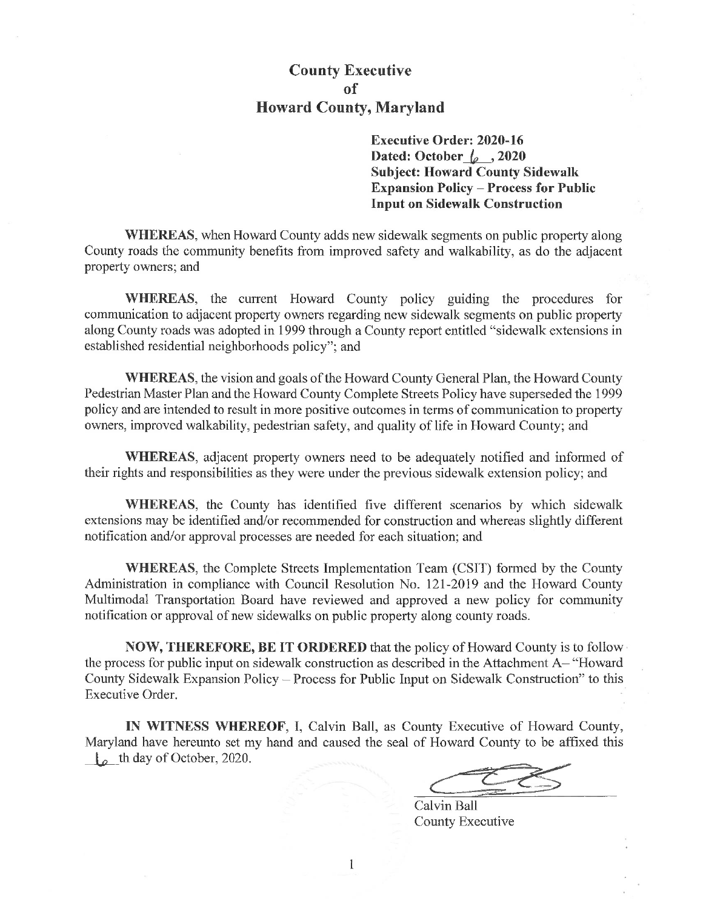# County Executive
# of
# Howard County, Maryland

**Executive Order: 2020-16**
**Dated: October 6, 2020**
**Subject: Howard County Sidewalk Expansion Policy – Process for Public Input on Sidewalk Construction**

**WHEREAS**, when Howard County adds new sidewalk segments on public property along County roads the community benefits from improved safety and walkability, as do the adjacent property owners; and

**WHEREAS**, the current Howard County policy guiding the procedures for communication to adjacent property owners regarding new sidewalk segments on public property along County roads was adopted in 1999 through a County report entitled "sidewalk extensions in established residential neighborhoods policy"; and

**WHEREAS**, the vision and goals of the Howard County General Plan, the Howard County Pedestrian Master Plan and the Howard County Complete Streets Policy have superseded the 1999 policy and are intended to result in more positive outcomes in terms of communication to property owners, improved walkability, pedestrian safety, and quality of life in Howard County; and

**WHEREAS**, adjacent property owners need to be adequately notified and informed of their rights and responsibilities as they were under the previous sidewalk extension policy; and

**WHEREAS**, the County has identified five different scenarios by which sidewalk extensions may be identified and/or recommended for construction and whereas slightly different notification and/or approval processes are needed for each situation; and

**WHEREAS**, the Complete Streets Implementation Team (CSIT) formed by the County Administration in compliance with Council Resolution No. 121-2019 and the Howard County Multimodal Transportation Board have reviewed and approved a new policy for community notification or approval of new sidewalks on public property along county roads.

**NOW, THEREFORE, BE IT ORDERED** that the policy of Howard County is to follow the process for public input on sidewalk construction as described in the Attachment A– "Howard County Sidewalk Expansion Policy – Process for Public Input on Sidewalk Construction" to this Executive Order.

**IN WITNESS WHEREOF**, I, Calvin Ball, as County Executive of Howard County, Maryland have hereunto set my hand and caused the seal of Howard County to be affixed this 6th day of October, 2020.

Calvin Ball
County Executive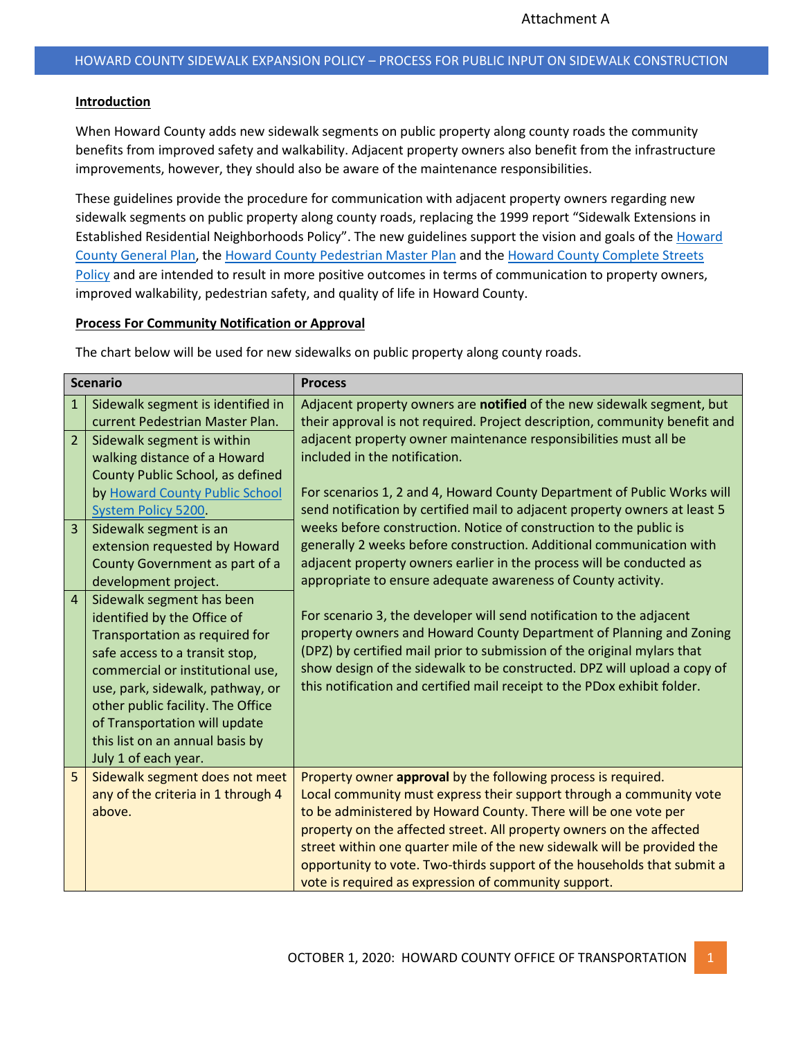Attachment A

## HOWARD COUNTY SIDEWALK EXPANSION POLICY – PROCESS FOR PUBLIC INPUT ON SIDEWALK CONSTRUCTION

**Introduction**

When Howard County adds new sidewalk segments on public property along county roads the community benefits from improved safety and walkability. Adjacent property owners also benefit from the infrastructure improvements, however, they should also be aware of the maintenance responsibilities.

These guidelines provide the procedure for communication with adjacent property owners regarding new sidewalk segments on public property along county roads, replacing the 1999 report "Sidewalk Extensions in Established Residential Neighborhoods Policy". The new guidelines support the vision and goals of the Howard County General Plan, the Howard County Pedestrian Master Plan and the Howard County Complete Streets Policy and are intended to result in more positive outcomes in terms of communication to property owners, improved walkability, pedestrian safety, and quality of life in Howard County.

**Process For Community Notification or Approval**

The chart below will be used for new sidewalks on public property along county roads.

| Scenario | | Process |
|---|---|---|
| 1 | Sidewalk segment is identified in current Pedestrian Master Plan. | Adjacent property owners are **notified** of the new sidewalk segment, but their approval is not required. Project description, community benefit and adjacent property owner maintenance responsibilities must all be included in the notification.<br><br>For scenarios 1, 2 and 4, Howard County Department of Public Works will send notification by certified mail to adjacent property owners at least 5 weeks before construction. Notice of construction to the public is generally 2 weeks before construction. Additional communication with adjacent property owners earlier in the process will be conducted as appropriate to ensure adequate awareness of County activity.<br><br>For scenario 3, the developer will send notification to the adjacent property owners and Howard County Department of Planning and Zoning (DPZ) by certified mail prior to submission of the original mylars that show design of the sidewalk to be constructed. DPZ will upload a copy of this notification and certified mail receipt to the PDox exhibit folder. |
| 2 | Sidewalk segment is within walking distance of a Howard County Public School, as defined by Howard County Public School System Policy 5200. | |
| 3 | Sidewalk segment is an extension requested by Howard County Government as part of a development project. | |
| 4 | Sidewalk segment has been identified by the Office of Transportation as required for safe access to a transit stop, commercial or institutional use, use, park, sidewalk, pathway, or other public facility. The Office of Transportation will update this list on an annual basis by July 1 of each year. | |
| 5 | Sidewalk segment does not meet any of the criteria in 1 through 4 above. | Property owner **approval** by the following process is required. Local community must express their support through a community vote to be administered by Howard County. There will be one vote per property on the affected street. All property owners on the affected street within one quarter mile of the new sidewalk will be provided the opportunity to vote. Two-thirds support of the households that submit a vote is required as expression of community support. |

OCTOBER 1, 2020: HOWARD COUNTY OFFICE OF TRANSPORTATION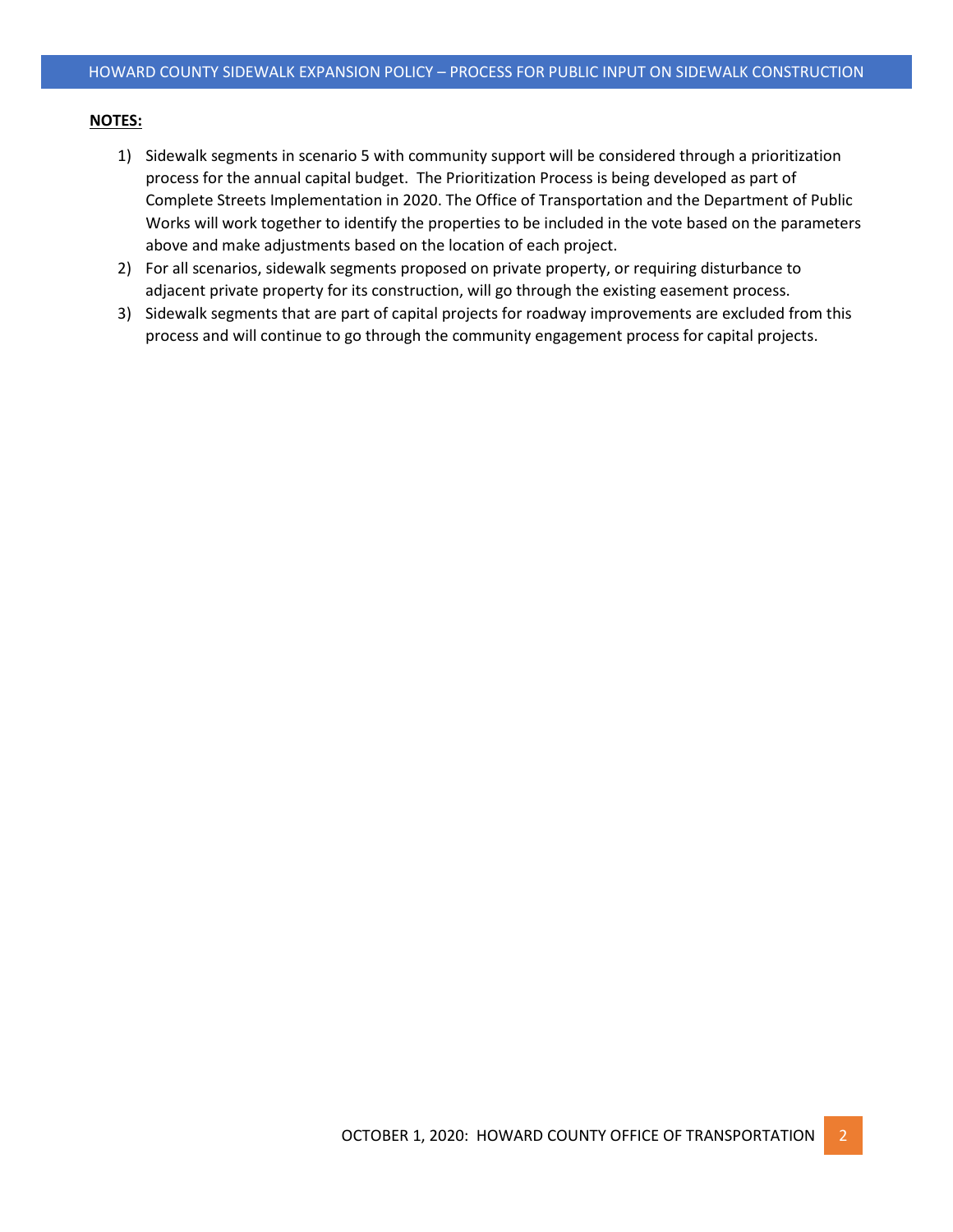**NOTES:**

1) Sidewalk segments in scenario 5 with community support will be considered through a prioritization process for the annual capital budget. The Prioritization Process is being developed as part of Complete Streets Implementation in 2020. The Office of Transportation and the Department of Public Works will work together to identify the properties to be included in the vote based on the parameters above and make adjustments based on the location of each project.
2) For all scenarios, sidewalk segments proposed on private property, or requiring disturbance to adjacent private property for its construction, will go through the existing easement process.
3) Sidewalk segments that are part of capital projects for roadway improvements are excluded from this process and will continue to go through the community engagement process for capital projects.